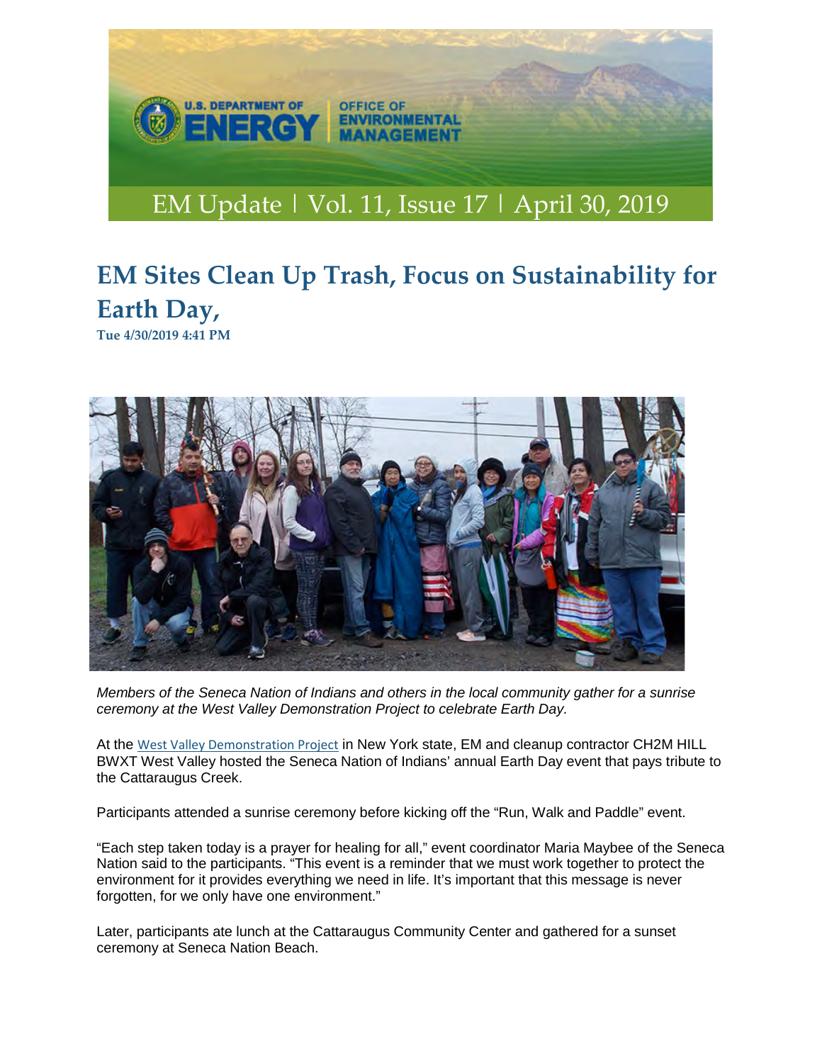EM Update | Vol. 11, Issue 17 | April 30, 2019

# EM Sites Clean Up Trash, Focus on Sustainability for Earth Day,

**Tue 4/30/2019 4:41 PM**

*Members of the Seneca Nation of Indians and others in the local community gather for a sunrise ceremony at the West Valley Demonstration Project to celebrate Earth Day.*

At the West Valley Demonstration Project in New York state, EM and cleanup contractor CH2M HILL BWXT West Valley hosted the Seneca Nation of Indians' annual Earth Day event that pays tribute to the Cattaraugus Creek.

Participants attended a sunrise ceremony before kicking off the "Run, Walk and Paddle" event.

"Each step taken today is a prayer for healing for all," event coordinator Maria Maybee of the Seneca Nation said to the participants. "This event is a reminder that we must work together to protect the environment for it provides everything we need in life. It's important that this message is never forgotten, for we only have one environment."

Later, participants ate lunch at the Cattaraugus Community Center and gathered for a sunset ceremony at Seneca Nation Beach.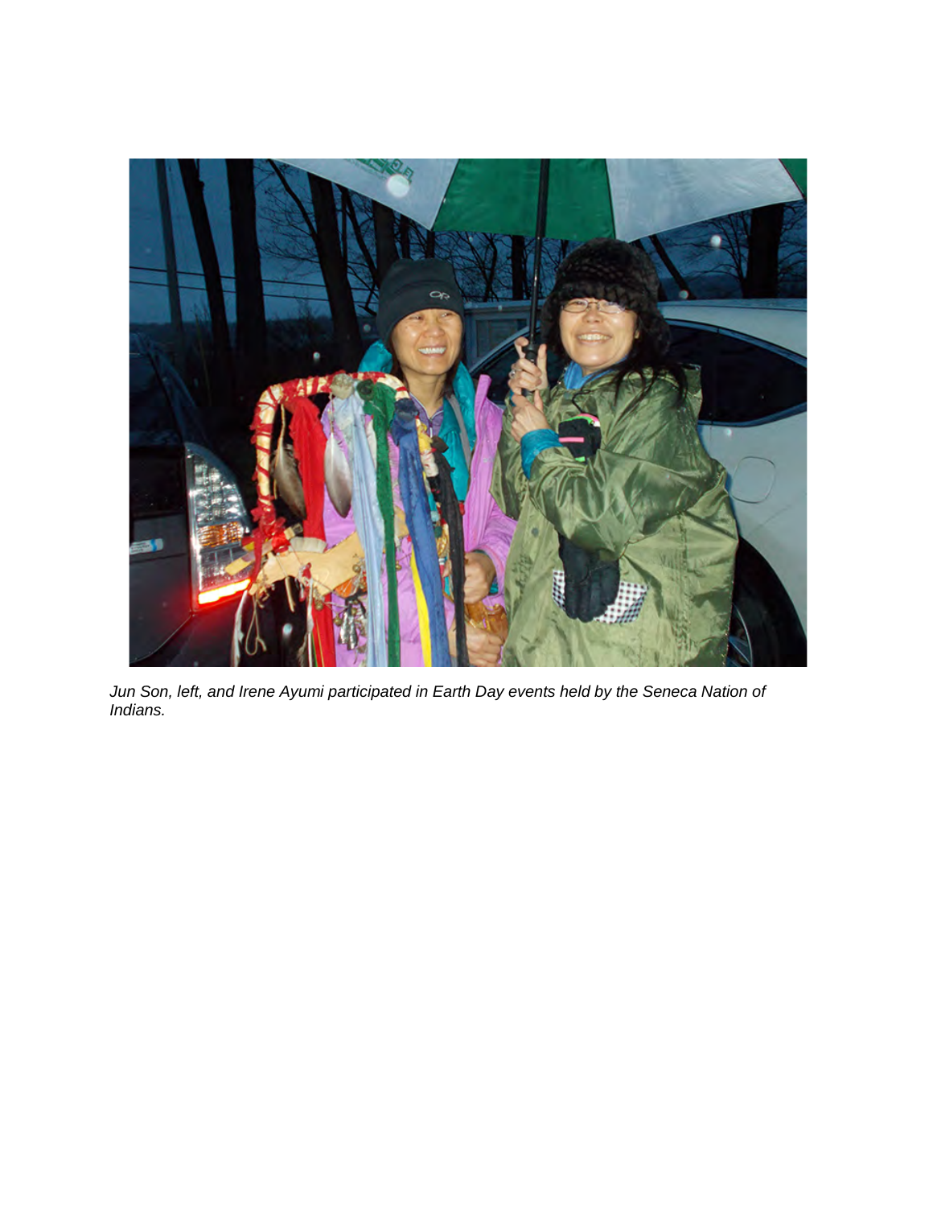*Jun Son, left, and Irene Ayumi participated in Earth Day events held by the Seneca Nation of Indians.*